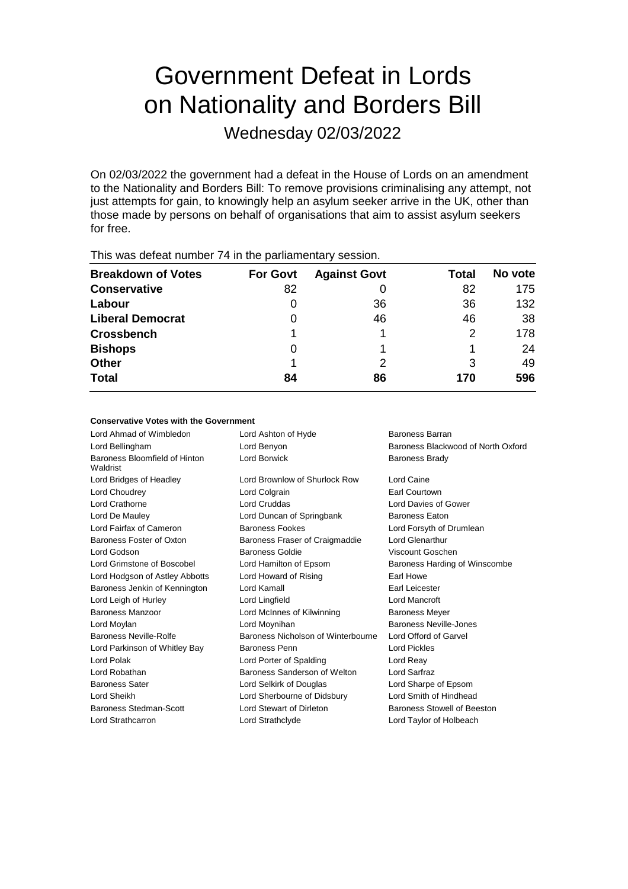# Government Defeat in Lords on Nationality and Borders Bill

## Wednesday 02/03/2022

On 02/03/2022 the government had a defeat in the House of Lords on an amendment to the Nationality and Borders Bill: To remove provisions criminalising any attempt, not just attempts for gain, to knowingly help an asylum seeker arrive in the UK, other than those made by persons on behalf of organisations that aim to assist asylum seekers for free.

This was defeat number 74 in the parliamentary session.

| Breakdown of Votes | For Govt | Against Govt | Total | No vote |
|---|---|---|---|---|
| **Conservative** | 82 | 0 | 82 | 175 |
| **Labour** | 0 | 36 | 36 | 132 |
| **Liberal Democrat** | 0 | 46 | 46 | 38 |
| **Crossbench** | 1 | 1 | 2 | 178 |
| **Bishops** | 0 | 1 | 1 | 24 |
| **Other** | 1 | 2 | 3 | 49 |
| **Total** | 84 | 86 | 170 | 596 |

#### Conservative Votes with the Government

| | | |
|---|---|---|
| Lord Ahmad of Wimbledon | Lord Ashton of Hyde | Baroness Barran |
| Lord Bellingham | Lord Benyon | Baroness Blackwood of North Oxford |
| Baroness Bloomfield of Hinton Waldrist | Lord Borwick | Baroness Brady |
| Lord Bridges of Headley | Lord Brownlow of Shurlock Row | Lord Caine |
| Lord Choudrey | Lord Colgrain | Earl Courtown |
| Lord Crathorne | Lord Cruddas | Lord Davies of Gower |
| Lord De Mauley | Lord Duncan of Springbank | Baroness Eaton |
| Lord Fairfax of Cameron | Baroness Fookes | Lord Forsyth of Drumlean |
| Baroness Foster of Oxton | Baroness Fraser of Craigmaddie | Lord Glenarthur |
| Lord Godson | Baroness Goldie | Viscount Goschen |
| Lord Grimstone of Boscobel | Lord Hamilton of Epsom | Baroness Harding of Winscombe |
| Lord Hodgson of Astley Abbotts | Lord Howard of Rising | Earl Howe |
| Baroness Jenkin of Kennington | Lord Kamall | Earl Leicester |
| Lord Leigh of Hurley | Lord Lingfield | Lord Mancroft |
| Baroness Manzoor | Lord McInnes of Kilwinning | Baroness Meyer |
| Lord Moylan | Lord Moynihan | Baroness Neville-Jones |
| Baroness Neville-Rolfe | Baroness Nicholson of Winterbourne | Lord Offord of Garvel |
| Lord Parkinson of Whitley Bay | Baroness Penn | Lord Pickles |
| Lord Polak | Lord Porter of Spalding | Lord Reay |
| Lord Robathan | Baroness Sanderson of Welton | Lord Sarfraz |
| Baroness Sater | Lord Selkirk of Douglas | Lord Sharpe of Epsom |
| Lord Sheikh | Lord Sherbourne of Didsbury | Lord Smith of Hindhead |
| Baroness Stedman-Scott | Lord Stewart of Dirleton | Baroness Stowell of Beeston |
| Lord Strathcarron | Lord Strathclyde | Lord Taylor of Holbeach |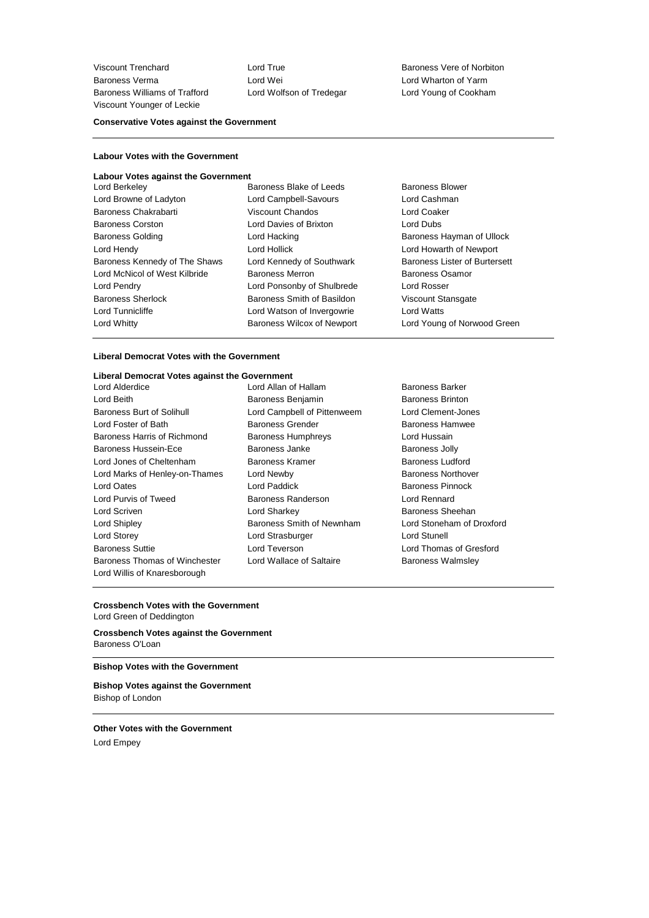Viscount Trenchard Lord True Baroness Vere of Norbiton
Baroness Verma Lord Wei Lord Wharton of Yarm
Baroness Williams of Trafford Lord Wolfson of Tredegar Lord Young of Cookham
Viscount Younger of Leckie

**Conservative Votes against the Government**

---

**Labour Votes with the Government**

**Labour Votes against the Government**

Lord Berkeley Baroness Blake of Leeds Baroness Blower
Lord Browne of Ladyton Lord Campbell-Savours Lord Cashman
Baroness Chakrabarti Viscount Chandos Lord Coaker
Baroness Corston Lord Davies of Brixton Lord Dubs
Baroness Golding Lord Hacking Baroness Hayman of Ullock
Lord Hendy Lord Hollick Lord Howarth of Newport
Baroness Kennedy of The Shaws Lord Kennedy of Southwark Baroness Lister of Burtersett
Lord McNicol of West Kilbride Baroness Merron Baroness Osamor
Lord Pendry Lord Ponsonby of Shulbrede Lord Rosser
Baroness Sherlock Baroness Smith of Basildon Viscount Stansgate
Lord Tunnicliffe Lord Watson of Invergowrie Lord Watts
Lord Whitty Baroness Wilcox of Newport Lord Young of Norwood Green

---

**Liberal Democrat Votes with the Government**

**Liberal Democrat Votes against the Government**

Lord Alderdice Lord Allan of Hallam Baroness Barker
Lord Beith Baroness Benjamin Baroness Brinton
Baroness Burt of Solihull Lord Campbell of Pittenweem Lord Clement-Jones
Lord Foster of Bath Baroness Grender Baroness Hamwee
Baroness Harris of Richmond Baroness Humphreys Lord Hussain
Baroness Hussein-Ece Baroness Janke Baroness Jolly
Lord Jones of Cheltenham Baroness Kramer Baroness Ludford
Lord Marks of Henley-on-Thames Lord Newby Baroness Northover
Lord Oates Lord Paddick Baroness Pinnock
Lord Purvis of Tweed Baroness Randerson Lord Rennard
Lord Scriven Lord Sharkey Baroness Sheehan
Lord Shipley Baroness Smith of Newnham Lord Stoneham of Droxford
Lord Storey Lord Strasburger Lord Stunell
Baroness Suttie Lord Teverson Lord Thomas of Gresford
Baroness Thomas of Winchester Lord Wallace of Saltaire Baroness Walmsley
Lord Willis of Knaresborough

---

**Crossbench Votes with the Government**
Lord Green of Deddington

**Crossbench Votes against the Government**
Baroness O'Loan

---

**Bishop Votes with the Government**

**Bishop Votes against the Government**
Bishop of London

---

**Other Votes with the Government**
Lord Empey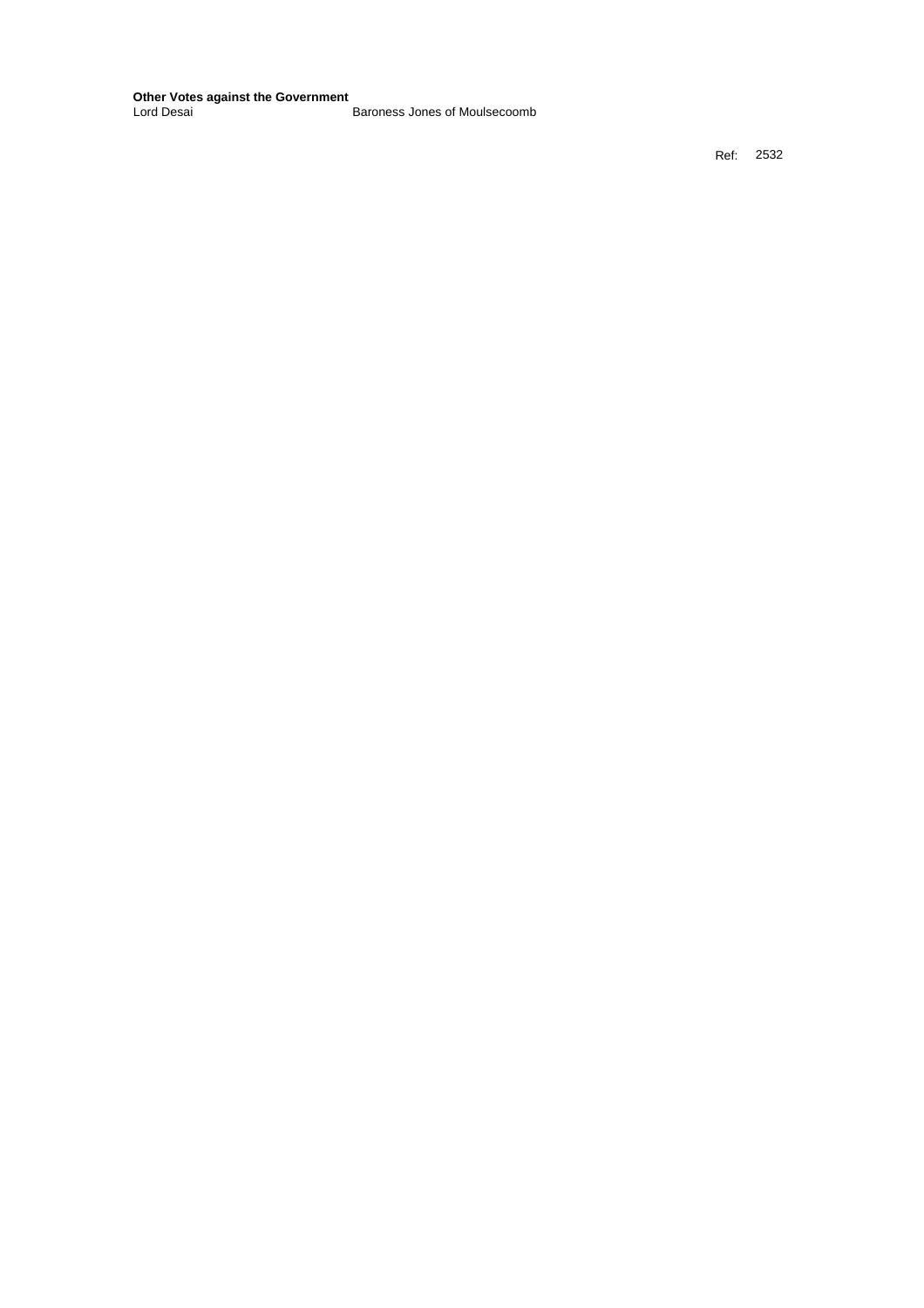**Other Votes against the Government**

| | |
|---|---|
| Lord Desai | Baroness Jones of Moulsecoomb |

Ref: 2532